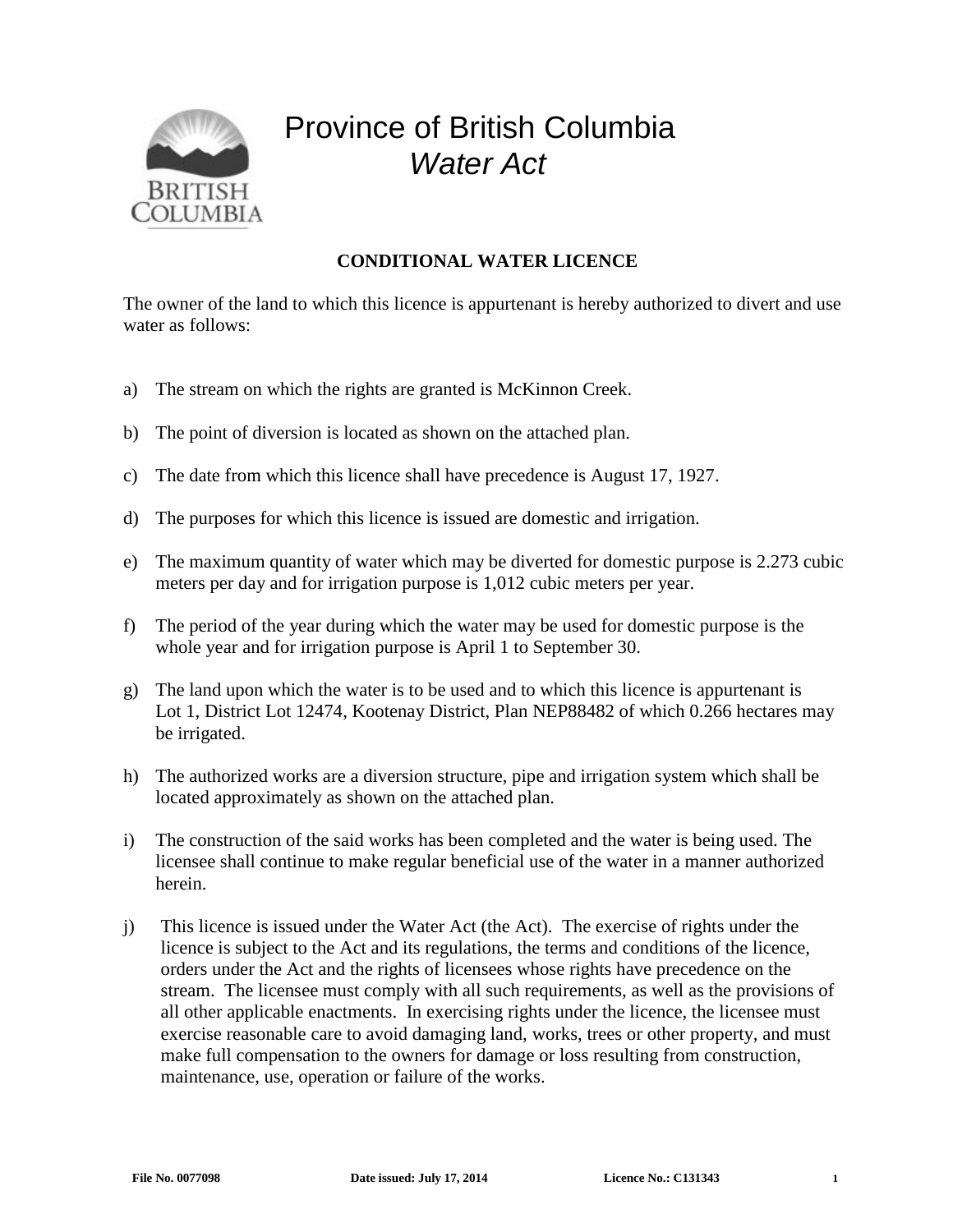# Province of British Columbia
## *Water Act*

**CONDITIONAL WATER LICENCE**

The owner of the land to which this licence is appurtenant is hereby authorized to divert and use water as follows:

a) The stream on which the rights are granted is McKinnon Creek.

b) The point of diversion is located as shown on the attached plan.

c) The date from which this licence shall have precedence is August 17, 1927.

d) The purposes for which this licence is issued are domestic and irrigation.

e) The maximum quantity of water which may be diverted for domestic purpose is 2.273 cubic meters per day and for irrigation purpose is 1,012 cubic meters per year.

f) The period of the year during which the water may be used for domestic purpose is the whole year and for irrigation purpose is April 1 to September 30.

g) The land upon which the water is to be used and to which this licence is appurtenant is Lot 1, District Lot 12474, Kootenay District, Plan NEP88482 of which 0.266 hectares may be irrigated.

h) The authorized works are a diversion structure, pipe and irrigation system which shall be located approximately as shown on the attached plan.

i) The construction of the said works has been completed and the water is being used. The licensee shall continue to make regular beneficial use of the water in a manner authorized herein.

j) This licence is issued under the Water Act (the Act). The exercise of rights under the licence is subject to the Act and its regulations, the terms and conditions of the licence, orders under the Act and the rights of licensees whose rights have precedence on the stream. The licensee must comply with all such requirements, as well as the provisions of all other applicable enactments. In exercising rights under the licence, the licensee must exercise reasonable care to avoid damaging land, works, trees or other property, and must make full compensation to the owners for damage or loss resulting from construction, maintenance, use, operation or failure of the works.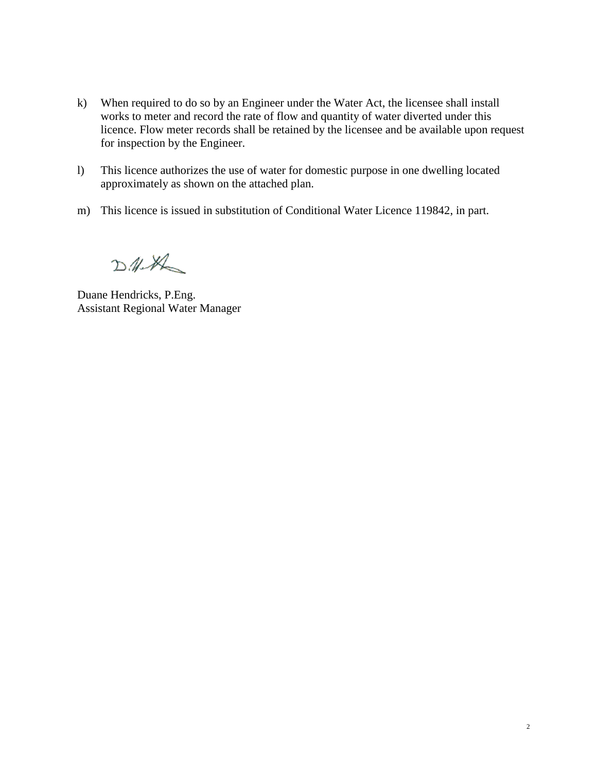k) When required to do so by an Engineer under the Water Act, the licensee shall install works to meter and record the rate of flow and quantity of water diverted under this licence. Flow meter records shall be retained by the licensee and be available upon request for inspection by the Engineer.

l) This licence authorizes the use of water for domestic purpose in one dwelling located approximately as shown on the attached plan.

m) This licence is issued in substitution of Conditional Water Licence 119842, in part.

Duane Hendricks, P.Eng.
Assistant Regional Water Manager